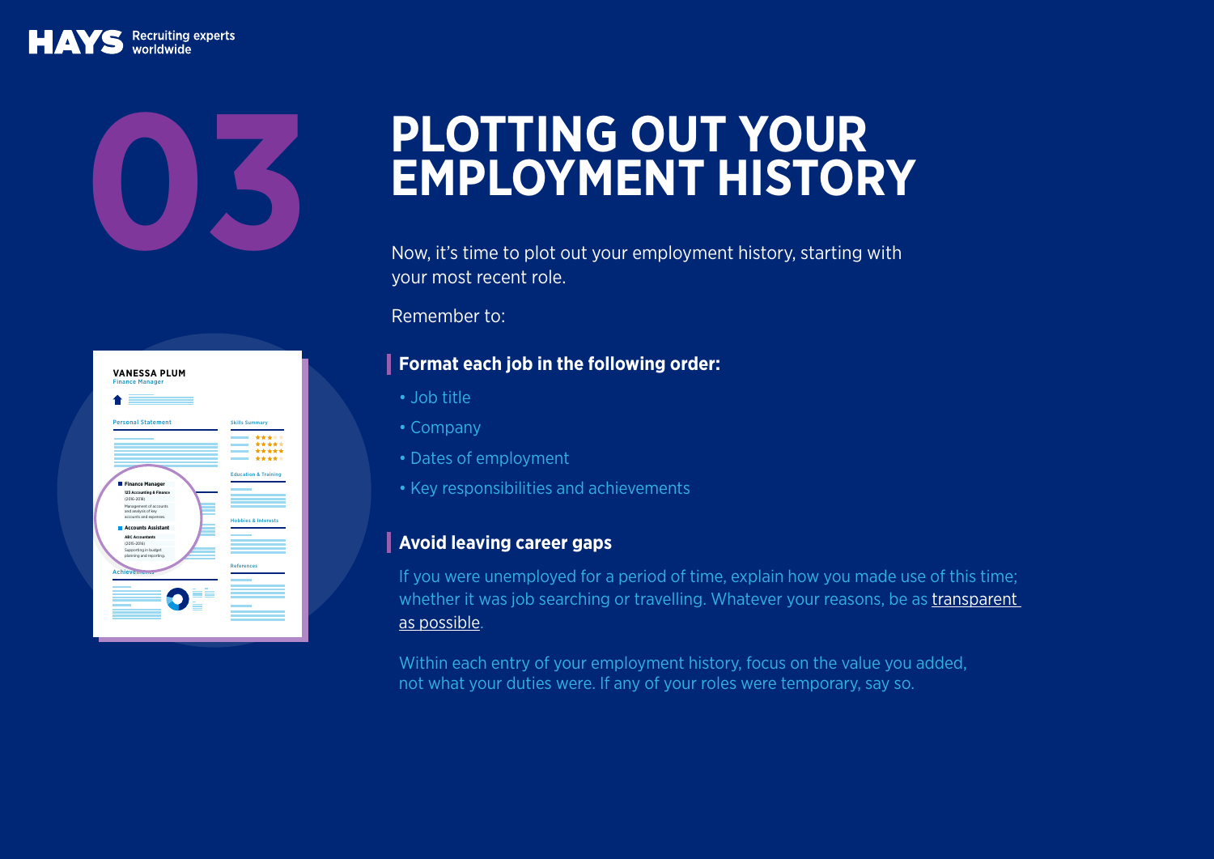# 03 PLOTTING OUT YOUR EMPLOYMENT HISTORY

Now, it's time to plot out your employment history, starting with your most recent role.

Remember to:

## Format each job in the following order:

- Job title
- Company
- Dates of employment
- Key responsibilities and achievements

## Avoid leaving career gaps

If you were unemployed for a period of time, explain how you made use of this time; whether it was job searching or travelling. Whatever your reasons, be as transparent as possible.

Within each entry of your employment history, focus on the value you added, not what your duties were. If any of your roles were temporary, say so.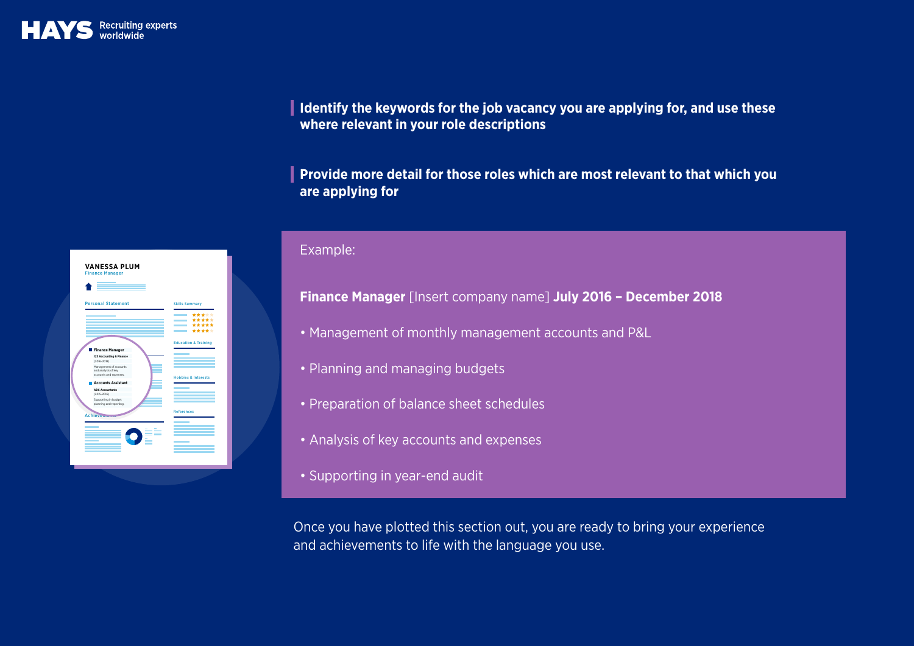**Identify the keywords for the job vacancy you are applying for, and use these where relevant in your role descriptions**

**Provide more detail for those roles which are most relevant to that which you are applying for**

Example:

**Finance Manager** [Insert company name] **July 2016 – December 2018**

- Management of monthly management accounts and P&L
- Planning and managing budgets
- Preparation of balance sheet schedules
- Analysis of key accounts and expenses
- Supporting in year-end audit

Once you have plotted this section out, you are ready to bring your experience and achievements to life with the language you use.